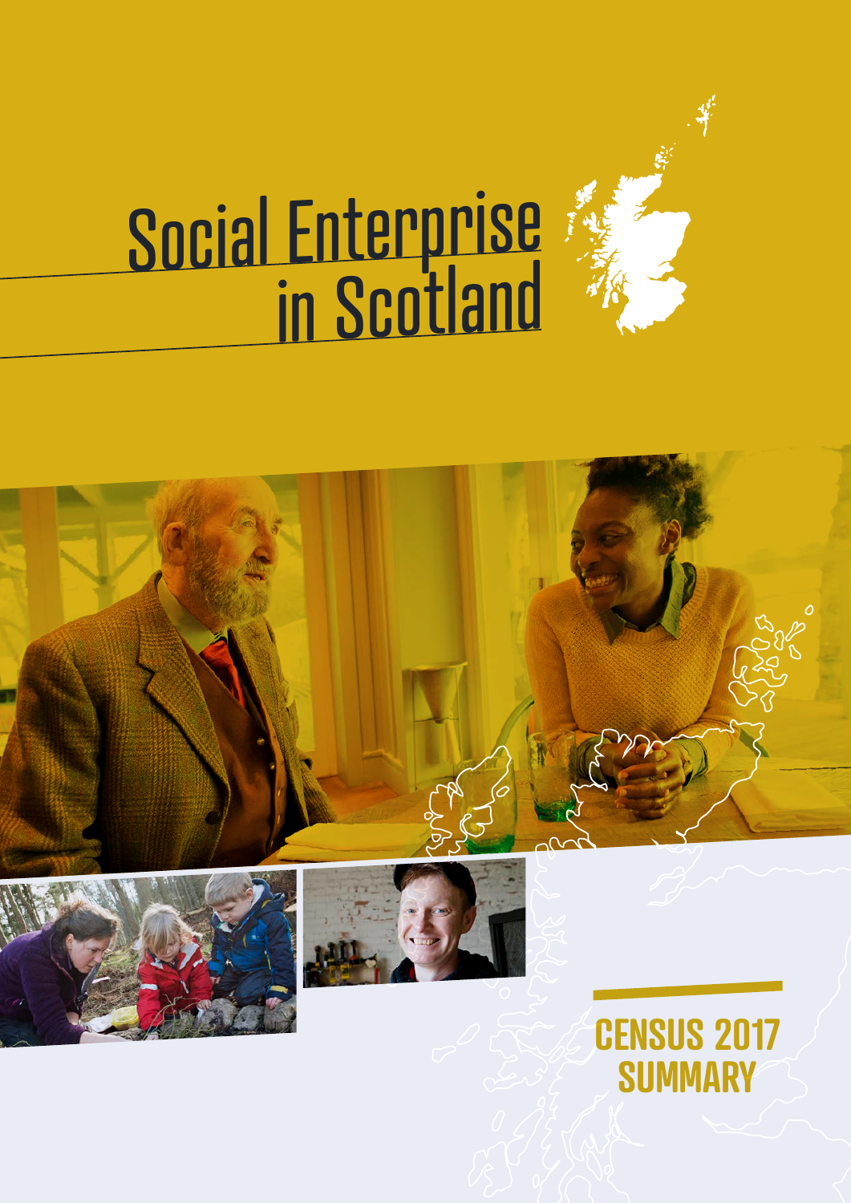# Social Enterprise in Scotland

## CENSUS 2017 SUMMARY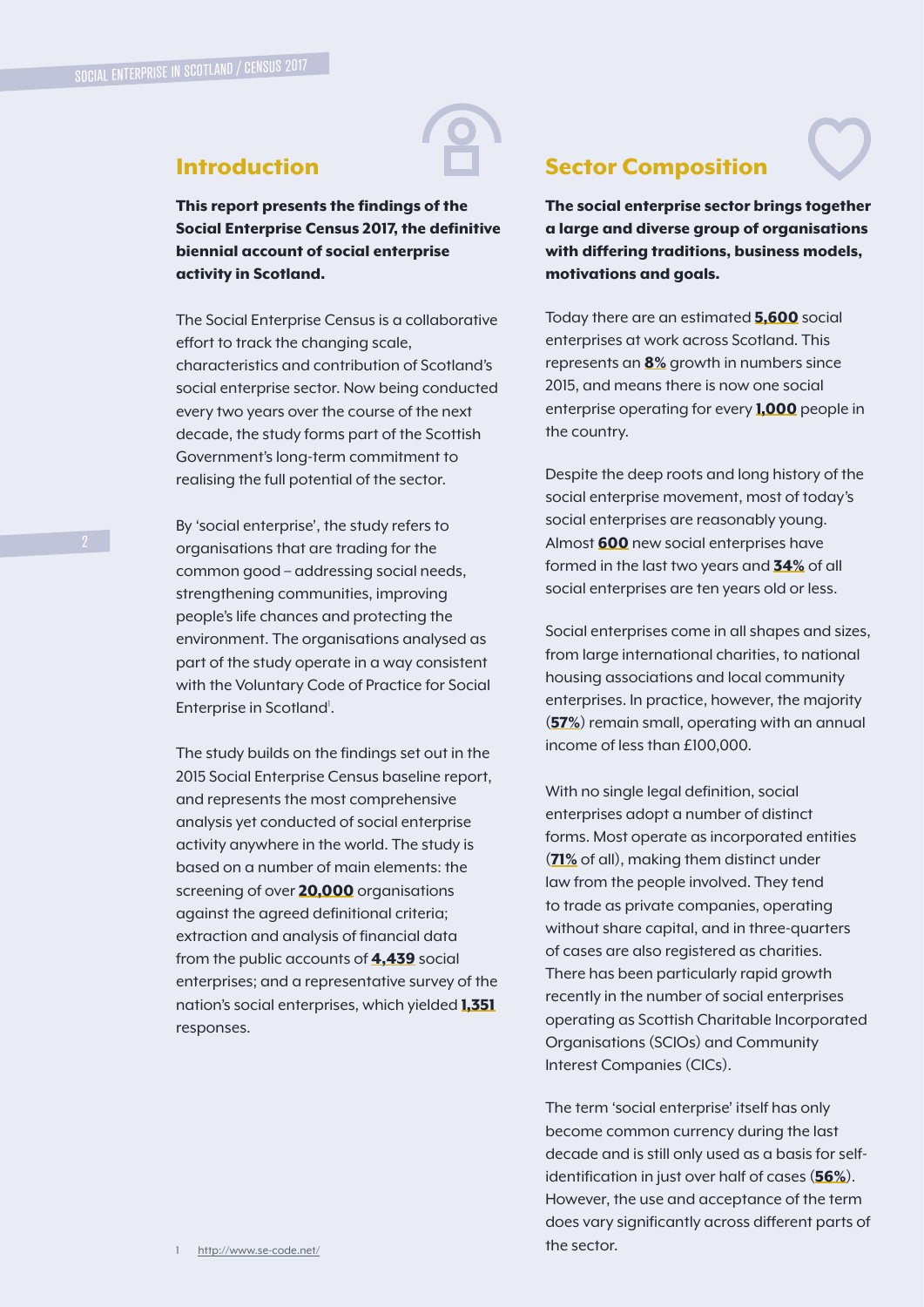## Introduction

**This report presents the findings of the Social Enterprise Census 2017, the definitive biennial account of social enterprise activity in Scotland.**

The Social Enterprise Census is a collaborative effort to track the changing scale, characteristics and contribution of Scotland's social enterprise sector. Now being conducted every two years over the course of the next decade, the study forms part of the Scottish Government's long-term commitment to realising the full potential of the sector.

By 'social enterprise', the study refers to organisations that are trading for the common good – addressing social needs, strengthening communities, improving people's life chances and protecting the environment. The organisations analysed as part of the study operate in a way consistent with the Voluntary Code of Practice for Social Enterprise in Scotland[1].

The study builds on the findings set out in the 2015 Social Enterprise Census baseline report, and represents the most comprehensive analysis yet conducted of social enterprise activity anywhere in the world. The study is based on a number of main elements: the screening of over **20,000** organisations against the agreed definitional criteria; extraction and analysis of financial data from the public accounts of **4,439** social enterprises; and a representative survey of the nation's social enterprises, which yielded **1,351** responses.

## Sector Composition

**The social enterprise sector brings together a large and diverse group of organisations with differing traditions, business models, motivations and goals.**

Today there are an estimated **5,600** social enterprises at work across Scotland. This represents an **8%** growth in numbers since 2015, and means there is now one social enterprise operating for every **1,000** people in the country.

Despite the deep roots and long history of the social enterprise movement, most of today's social enterprises are reasonably young. Almost **600** new social enterprises have formed in the last two years and **34%** of all social enterprises are ten years old or less.

Social enterprises come in all shapes and sizes, from large international charities, to national housing associations and local community enterprises. In practice, however, the majority (**57%**) remain small, operating with an annual income of less than £100,000.

With no single legal definition, social enterprises adopt a number of distinct forms. Most operate as incorporated entities (**71%** of all), making them distinct under law from the people involved. They tend to trade as private companies, operating without share capital, and in three-quarters of cases are also registered as charities. There has been particularly rapid growth recently in the number of social enterprises operating as Scottish Charitable Incorporated Organisations (SCIOs) and Community Interest Companies (CICs).

The term 'social enterprise' itself has only become common currency during the last decade and is still only used as a basis for self-identification in just over half of cases (**56%**). However, the use and acceptance of the term does vary significantly across different parts of the sector.

1 http://www.se-code.net/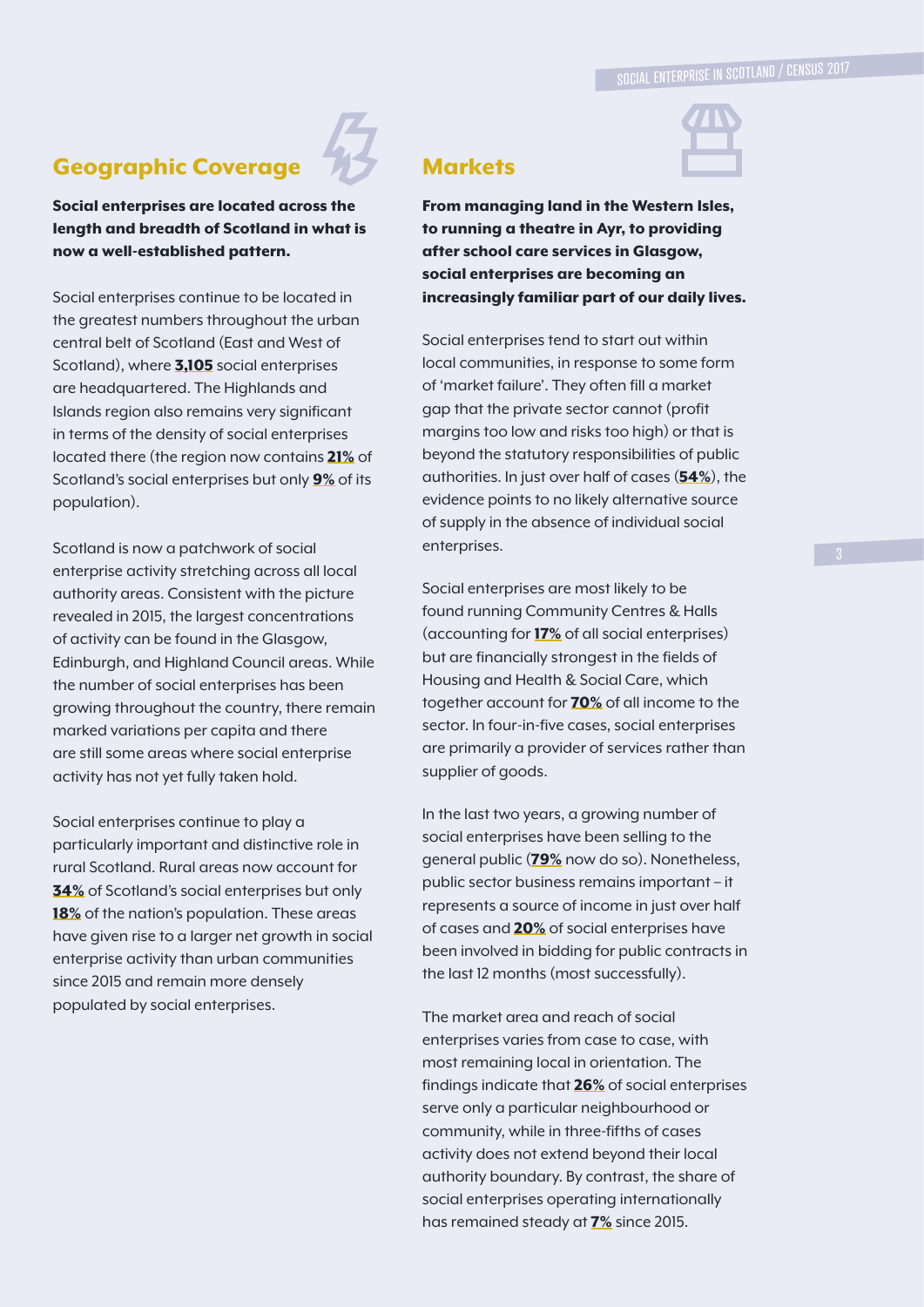## Geographic Coverage

**Social enterprises are located across the length and breadth of Scotland in what is now a well-established pattern.**

Social enterprises continue to be located in the greatest numbers throughout the urban central belt of Scotland (East and West of Scotland), where **3,105** social enterprises are headquartered. The Highlands and Islands region also remains very significant in terms of the density of social enterprises located there (the region now contains **21%** of Scotland's social enterprises but only **9%** of its population).

Scotland is now a patchwork of social enterprise activity stretching across all local authority areas. Consistent with the picture revealed in 2015, the largest concentrations of activity can be found in the Glasgow, Edinburgh, and Highland Council areas. While the number of social enterprises has been growing throughout the country, there remain marked variations per capita and there are still some areas where social enterprise activity has not yet fully taken hold.

Social enterprises continue to play a particularly important and distinctive role in rural Scotland. Rural areas now account for **34%** of Scotland's social enterprises but only **18%** of the nation's population. These areas have given rise to a larger net growth in social enterprise activity than urban communities since 2015 and remain more densely populated by social enterprises.

## Markets

**From managing land in the Western Isles, to running a theatre in Ayr, to providing after school care services in Glasgow, social enterprises are becoming an increasingly familiar part of our daily lives.**

Social enterprises tend to start out within local communities, in response to some form of 'market failure'. They often fill a market gap that the private sector cannot (profit margins too low and risks too high) or that is beyond the statutory responsibilities of public authorities. In just over half of cases (**54%**), the evidence points to no likely alternative source of supply in the absence of individual social enterprises.

Social enterprises are most likely to be found running Community Centres & Halls (accounting for **17%** of all social enterprises) but are financially strongest in the fields of Housing and Health & Social Care, which together account for **70%** of all income to the sector. In four-in-five cases, social enterprises are primarily a provider of services rather than supplier of goods.

In the last two years, a growing number of social enterprises have been selling to the general public (**79%** now do so). Nonetheless, public sector business remains important – it represents a source of income in just over half of cases and **20%** of social enterprises have been involved in bidding for public contracts in the last 12 months (most successfully).

The market area and reach of social enterprises varies from case to case, with most remaining local in orientation. The findings indicate that **26%** of social enterprises serve only a particular neighbourhood or community, while in three-fifths of cases activity does not extend beyond their local authority boundary. By contrast, the share of social enterprises operating internationally has remained steady at **7%** since 2015.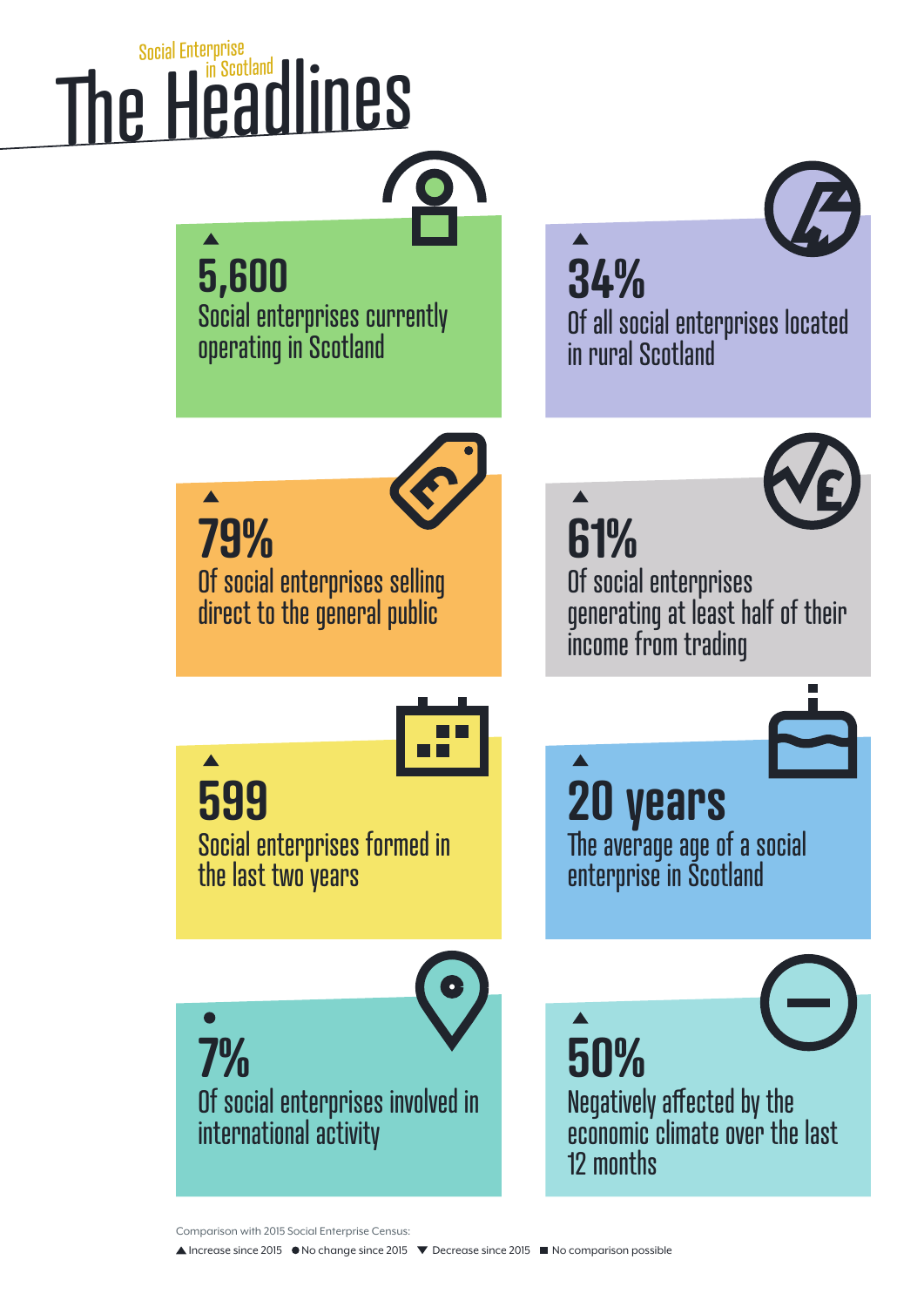Social Enterprise in Scotland

# The Headlines

▲ **5,600**
Social enterprises currently operating in Scotland

▲ **34%**
Of all social enterprises located in rural Scotland

▲ **79%**
Of social enterprises selling direct to the general public

▲ **61%**
Of social enterprises generating at least half of their income from trading

▲ **599**
Social enterprises formed in the last two years

▲ **20 years**
The average age of a social enterprise in Scotland

● **7%**
Of social enterprises involved in international activity

▲ **50%**
Negatively affected by the economic climate over the last 12 months

Comparison with 2015 Social Enterprise Census:

▲ Increase since 2015 ● No change since 2015 ▼ Decrease since 2015 ■ No comparison possible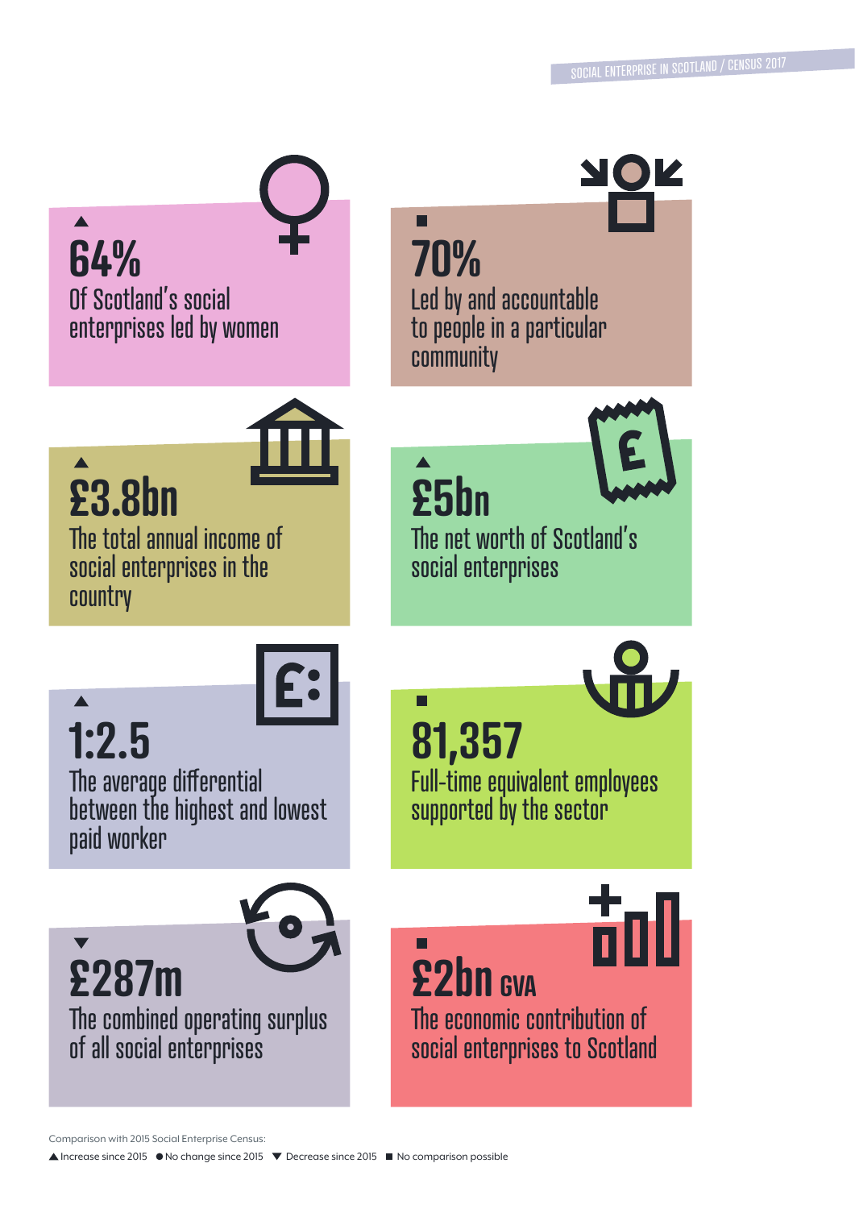▲ **64%**
Of Scotland's social enterprises led by women

■ **70%**
Led by and accountable to people in a particular community

▲ **£3.8bn**
The total annual income of social enterprises in the country

▲ **£5bn**
The net worth of Scotland's social enterprises

▲ **1:2.5**
The average differential between the highest and lowest paid worker

■ **81,357**
Full-time equivalent employees supported by the sector

▼ **£287m**
The combined operating surplus of all social enterprises

■ **£2bn GVA**
The economic contribution of social enterprises to Scotland

Comparison with 2015 Social Enterprise Census:

▲ Increase since 2015 ● No change since 2015 ▼ Decrease since 2015 ■ No comparison possible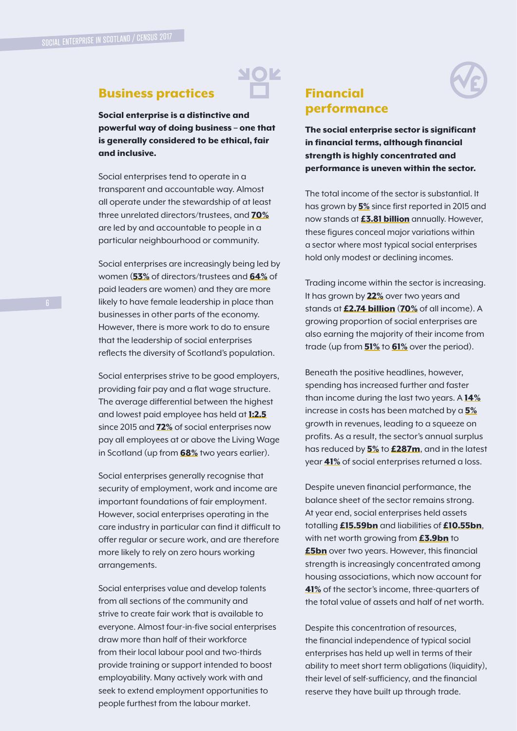## Business practices

**Social enterprise is a distinctive and powerful way of doing business – one that is generally considered to be ethical, fair and inclusive.**

Social enterprises tend to operate in a transparent and accountable way. Almost all operate under the stewardship of at least three unrelated directors/trustees, and **70%** are led by and accountable to people in a particular neighbourhood or community.

Social enterprises are increasingly being led by women (**53%** of directors/trustees and **64%** of paid leaders are women) and they are more likely to have female leadership in place than businesses in other parts of the economy. However, there is more work to do to ensure that the leadership of social enterprises reflects the diversity of Scotland's population.

Social enterprises strive to be good employers, providing fair pay and a flat wage structure. The average differential between the highest and lowest paid employee has held at **1:2.5** since 2015 and **72%** of social enterprises now pay all employees at or above the Living Wage in Scotland (up from **68%** two years earlier).

Social enterprises generally recognise that security of employment, work and income are important foundations of fair employment. However, social enterprises operating in the care industry in particular can find it difficult to offer regular or secure work, and are therefore more likely to rely on zero hours working arrangements.

Social enterprises value and develop talents from all sections of the community and strive to create fair work that is available to everyone. Almost four-in-five social enterprises draw more than half of their workforce from their local labour pool and two-thirds provide training or support intended to boost employability. Many actively work with and seek to extend employment opportunities to people furthest from the labour market.

## Financial performance

**The social enterprise sector is significant in financial terms, although financial strength is highly concentrated and performance is uneven within the sector.**

The total income of the sector is substantial. It has grown by **5%** since first reported in 2015 and now stands at **£3.81 billion** annually. However, these figures conceal major variations within a sector where most typical social enterprises hold only modest or declining incomes.

Trading income within the sector is increasing. It has grown by **22%** over two years and stands at **£2.74 billion** (**70%** of all income). A growing proportion of social enterprises are also earning the majority of their income from trade (up from **51%** to **61%** over the period).

Beneath the positive headlines, however, spending has increased further and faster than income during the last two years. A **14%** increase in costs has been matched by a **5%** growth in revenues, leading to a squeeze on profits. As a result, the sector's annual surplus has reduced by **5%** to **£287m**, and in the latest year **41%** of social enterprises returned a loss.

Despite uneven financial performance, the balance sheet of the sector remains strong. At year end, social enterprises held assets totalling **£15.59bn** and liabilities of **£10.55bn**, with net worth growing from **£3.9bn** to **£5bn** over two years. However, this financial strength is increasingly concentrated among housing associations, which now account for **41%** of the sector's income, three-quarters of the total value of assets and half of net worth.

Despite this concentration of resources, the financial independence of typical social enterprises has held up well in terms of their ability to meet short term obligations (liquidity), their level of self-sufficiency, and the financial reserve they have built up through trade.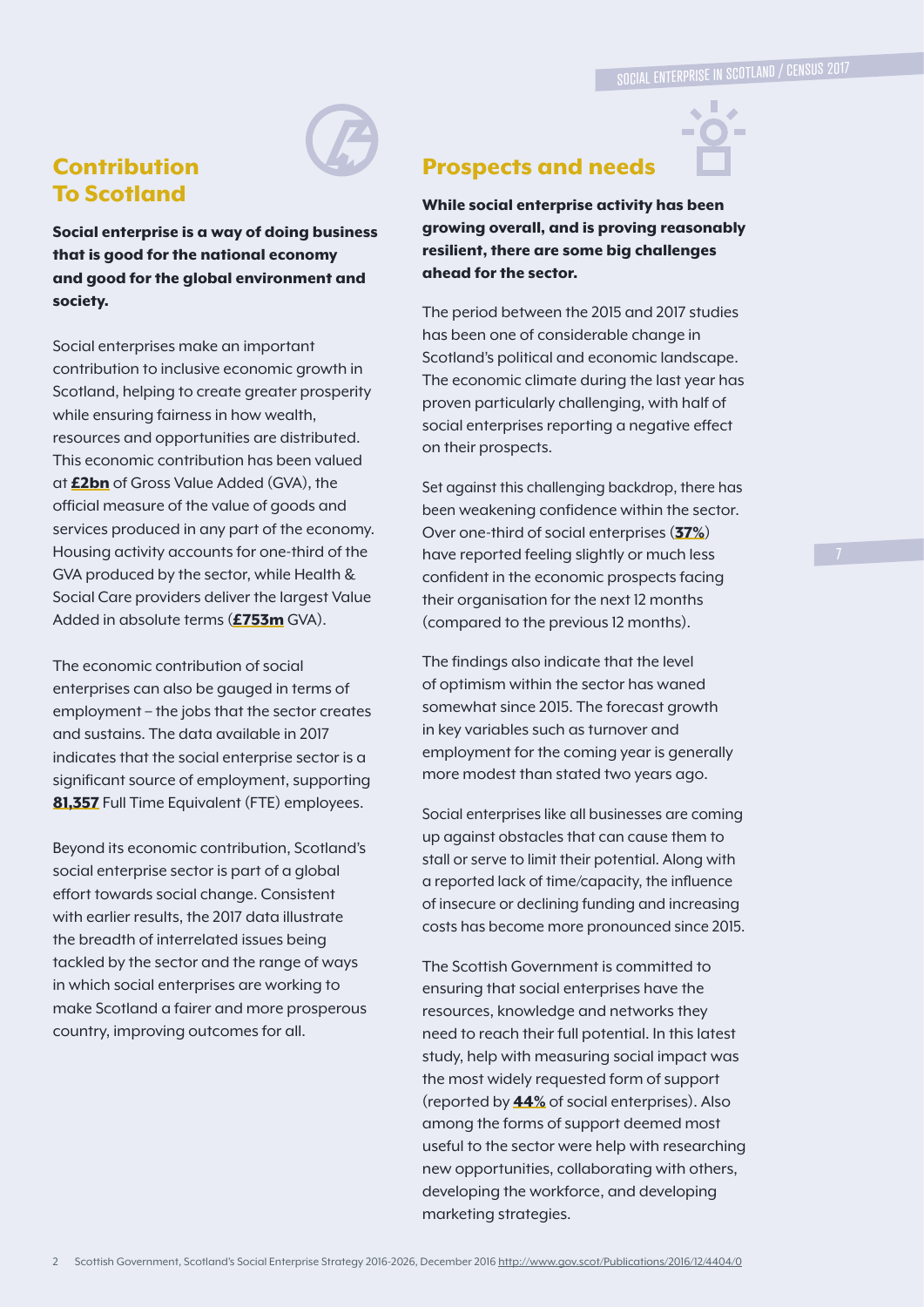## Contribution To Scotland

**Social enterprise is a way of doing business that is good for the national economy and good for the global environment and society.**

Social enterprises make an important contribution to inclusive economic growth in Scotland, helping to create greater prosperity while ensuring fairness in how wealth, resources and opportunities are distributed. This economic contribution has been valued at **£2bn** of Gross Value Added (GVA), the official measure of the value of goods and services produced in any part of the economy. Housing activity accounts for one-third of the GVA produced by the sector, while Health & Social Care providers deliver the largest Value Added in absolute terms (**£753m** GVA).

The economic contribution of social enterprises can also be gauged in terms of employment – the jobs that the sector creates and sustains. The data available in 2017 indicates that the social enterprise sector is a significant source of employment, supporting **81,357** Full Time Equivalent (FTE) employees.

Beyond its economic contribution, Scotland's social enterprise sector is part of a global effort towards social change. Consistent with earlier results, the 2017 data illustrate the breadth of interrelated issues being tackled by the sector and the range of ways in which social enterprises are working to make Scotland a fairer and more prosperous country, improving outcomes for all.

## Prospects and needs

**While social enterprise activity has been growing overall, and is proving reasonably resilient, there are some big challenges ahead for the sector.**

The period between the 2015 and 2017 studies has been one of considerable change in Scotland's political and economic landscape. The economic climate during the last year has proven particularly challenging, with half of social enterprises reporting a negative effect on their prospects.

Set against this challenging backdrop, there has been weakening confidence within the sector. Over one-third of social enterprises (**37%**) have reported feeling slightly or much less confident in the economic prospects facing their organisation for the next 12 months (compared to the previous 12 months).

The findings also indicate that the level of optimism within the sector has waned somewhat since 2015. The forecast growth in key variables such as turnover and employment for the coming year is generally more modest than stated two years ago.

Social enterprises like all businesses are coming up against obstacles that can cause them to stall or serve to limit their potential. Along with a reported lack of time/capacity, the influence of insecure or declining funding and increasing costs has become more pronounced since 2015.

The Scottish Government is committed to ensuring that social enterprises have the resources, knowledge and networks they need to reach their full potential. In this latest study, help with measuring social impact was the most widely requested form of support (reported by **44%** of social enterprises). Also among the forms of support deemed most useful to the sector were help with researching new opportunities, collaborating with others, developing the workforce, and developing marketing strategies.

2 Scottish Government, Scotland's Social Enterprise Strategy 2016-2026, December 2016 http://www.gov.scot/Publications/2016/12/4404/0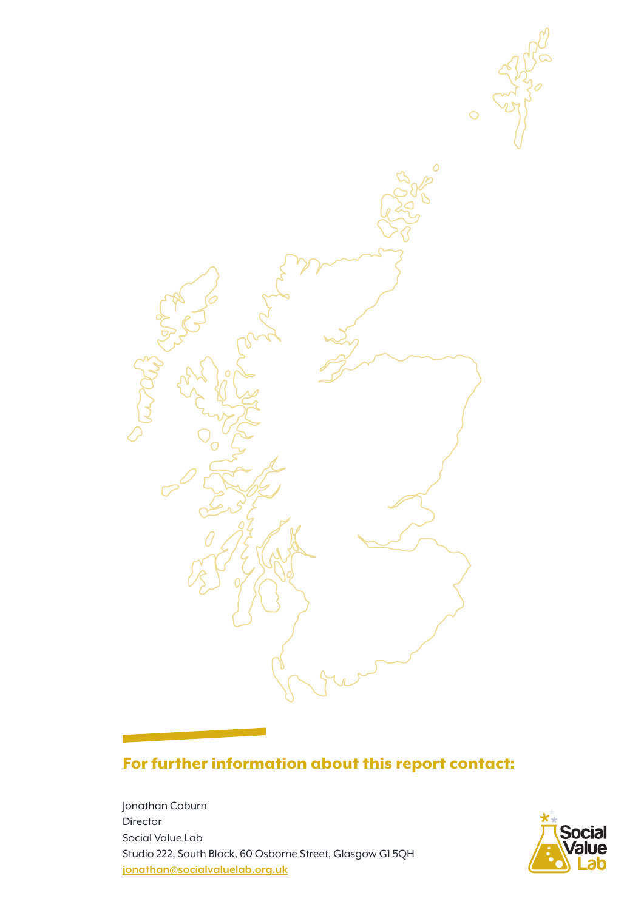## For further information about this report contact:

Jonathan Coburn  
Director  
Social Value Lab  
Studio 222, South Block, 60 Osborne Street, Glasgow G1 5QH  
**jonathan@socialvaluelab.org.uk**

Social Value Lab